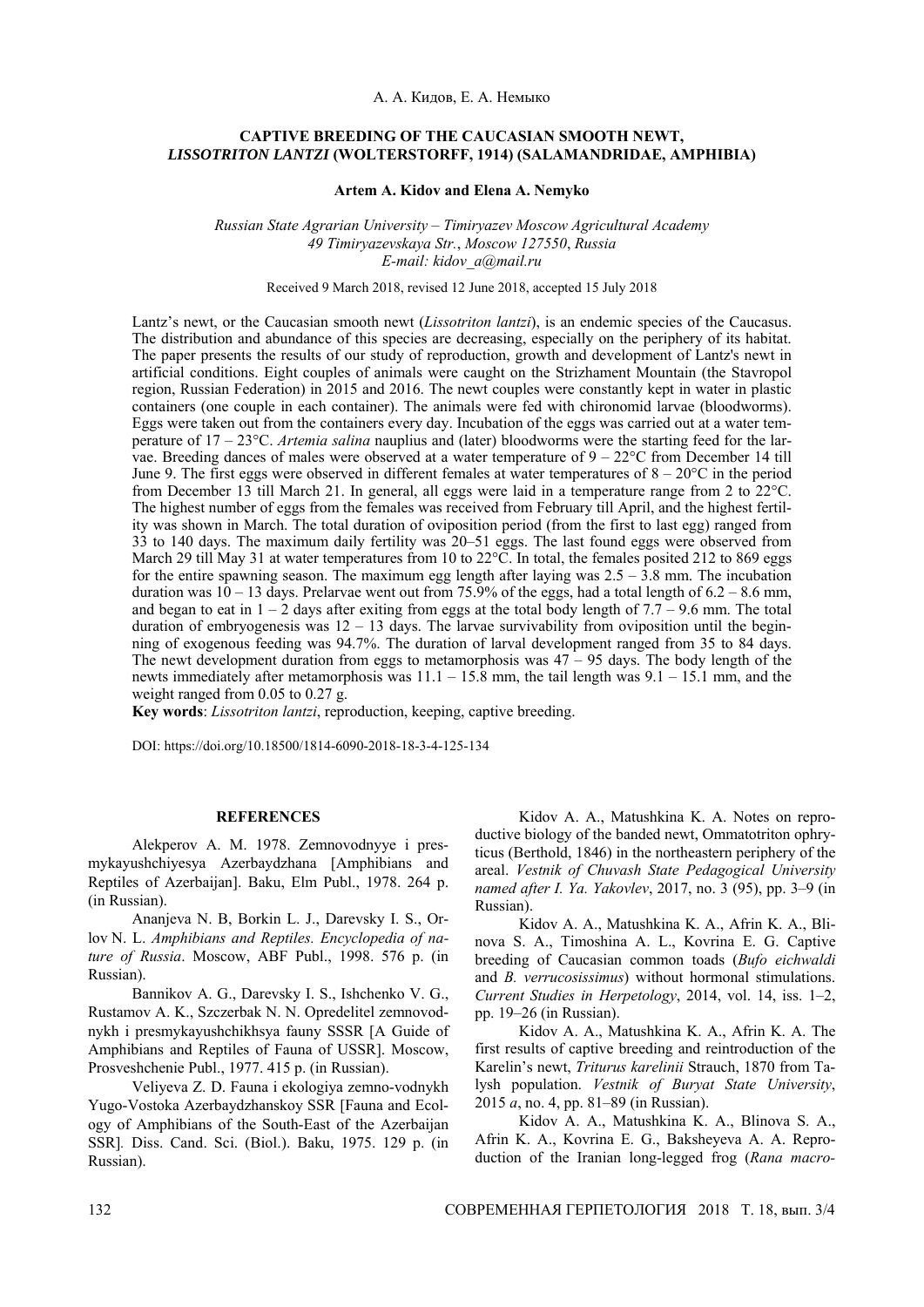А. А. Кидов, Е. А. Немыко

# CAPTIVE BREEDING OF THE CAUCASIAN SMOOTH NEWT, *LISSOTRITON LANTZI* (WOLTERSTORFF, 1914) (SALAMANDRIDAE, AMPHIBIA)

**Artem A. Kidov and Elena A. Nemyko**

*Russian State Agrarian University – Timiryazev Moscow Agricultural Academy*
*49 Timiryazevskaya Str., Moscow 127550, Russia*
*E-mail: kidov_a@mail.ru*

Received 9 March 2018, revised 12 June 2018, accepted 15 July 2018

Lantz's newt, or the Caucasian smooth newt (*Lissotriton lantzi*), is an endemic species of the Caucasus. The distribution and abundance of this species are decreasing, especially on the periphery of its habitat. The paper presents the results of our study of reproduction, growth and development of Lantz's newt in artificial conditions. Eight couples of animals were caught on the Strizhament Mountain (the Stavropol region, Russian Federation) in 2015 and 2016. The newt couples were constantly kept in water in plastic containers (one couple in each container). The animals were fed with chironomid larvae (bloodworms). Eggs were taken out from the containers every day. Incubation of the eggs was carried out at a water temperature of 17 – 23°C. *Artemia salina* nauplius and (later) bloodworms were the starting feed for the larvae. Breeding dances of males were observed at a water temperature of 9 – 22°C from December 14 till June 9. The first eggs were observed in different females at water temperatures of 8 – 20°C in the period from December 13 till March 21. In general, all eggs were laid in a temperature range from 2 to 22°C. The highest number of eggs from the females was received from February till April, and the highest fertility was shown in March. The total duration of oviposition period (from the first to last egg) ranged from 33 to 140 days. The maximum daily fertility was 20–51 eggs. The last found eggs were observed from March 29 till May 31 at water temperatures from 10 to 22°C. In total, the females posited 212 to 869 eggs for the entire spawning season. The maximum egg length after laying was 2.5 – 3.8 mm. The incubation duration was 10 – 13 days. Prelarvae went out from 75.9% of the eggs, had a total length of 6.2 – 8.6 mm, and began to eat in 1 – 2 days after exiting from eggs at the total body length of 7.7 – 9.6 mm. The total duration of embryogenesis was 12 – 13 days. The larvae survivability from oviposition until the beginning of exogenous feeding was 94.7%. The duration of larval development ranged from 35 to 84 days. The newt development duration from eggs to metamorphosis was 47 – 95 days. The body length of the newts immediately after metamorphosis was 11.1 – 15.8 mm, the tail length was 9.1 – 15.1 mm, and the weight ranged from 0.05 to 0.27 g.

**Key words**: *Lissotriton lantzi*, reproduction, keeping, captive breeding.

DOI: https://doi.org/10.18500/1814-6090-2018-18-3-4-125-134

## REFERENCES

Alekperov A. M. 1978. Zemnovodnyye i presmykayushchiyesya Azerbaydzhana [Amphibians and Reptiles of Azerbaijan]. Baku, Elm Publ., 1978. 264 p. (in Russian).

Ananjeva N. B, Borkin L. J., Darevsky I. S., Orlov N. L. *Amphibians and Reptiles. Encyclopedia of nature of Russia*. Moscow, ABF Publ., 1998. 576 p. (in Russian).

Bannikov A. G., Darevsky I. S., Ishchenko V. G., Rustamov A. K., Szczerbak N. N. Opredelitel zemnovodnykh i presmykayushchikhsya fauny SSSR [A Guide of Amphibians and Reptiles of Fauna of USSR]. Moscow, Prosveshchenie Publ., 1977. 415 p. (in Russian).

Veliyeva Z. D. Fauna i ekologiya zemno-vodnykh Yugo-Vostoka Azerbaydzhanskoy SSR [Fauna and Ecology of Amphibians of the South-East of the Azerbaijan SSR]. Diss. Cand. Sci. (Biol.). Baku, 1975. 129 p. (in Russian).

Kidov A. A., Matushkina K. A. Notes on reproductive biology of the banded newt, Ommatotriton ophryticus (Berthold, 1846) in the northeastern periphery of the areal. *Vestnik of Chuvash State Pedagogical University named after I. Ya. Yakovlev*, 2017, no. 3 (95), pp. 3–9 (in Russian).

Kidov A. A., Matushkina K. A., Afrin K. A., Blinova S. A., Timoshina A. L., Kovrina E. G. Captive breeding of Caucasian common toads (*Bufo eichwaldi* and *B. verrucosissimus*) without hormonal stimulations. *Current Studies in Herpetology*, 2014, vol. 14, iss. 1–2, pp. 19–26 (in Russian).

Kidov A. A., Matushkina K. A., Afrin K. A. The first results of captive breeding and reintroduction of the Karelin's newt, *Triturus karelinii* Strauch, 1870 from Talysh population. *Vestnik of Buryat State University*, 2015 *a*, no. 4, pp. 81–89 (in Russian).

Kidov A. A., Matushkina K. A., Blinova S. A., Afrin K. A., Kovrina E. G., Baksheyeva A. A. Reproduction of the Iranian long-legged frog (*Rana macro-*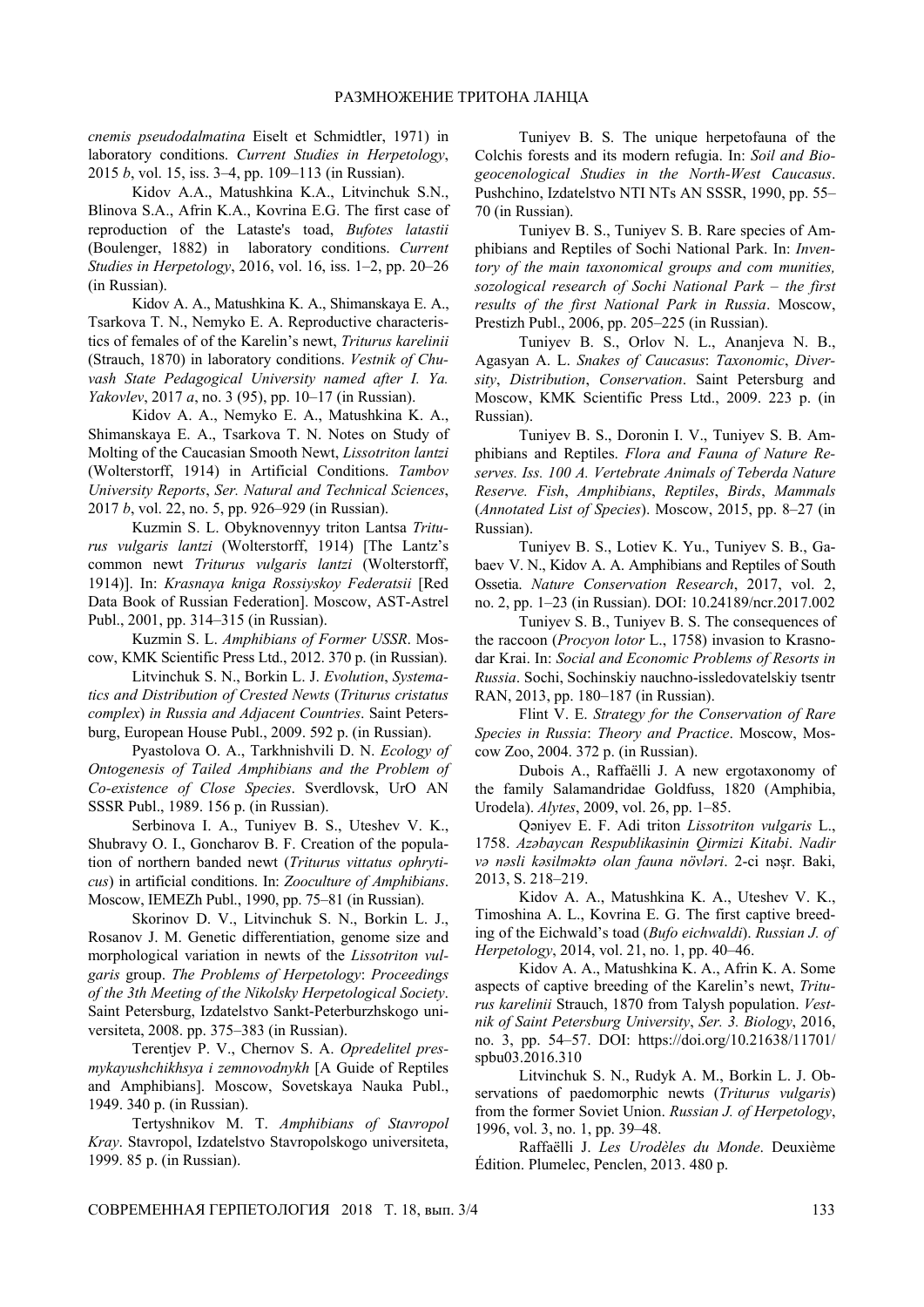*cnemis pseudodalmatina* Eiselt et Schmidtler, 1971) in laboratory conditions. *Current Studies in Herpetology*, 2015 *b*, vol. 15, iss. 3–4, pp. 109–113 (in Russian).

Kidov A.A., Matushkina K.A., Litvinchuk S.N., Blinova S.A., Afrin K.A., Kovrina E.G. The first case of reproduction of the Lataste's toad, *Bufotes latastii* (Boulenger, 1882) in laboratory conditions. *Current Studies in Herpetology*, 2016, vol. 16, iss. 1–2, pp. 20–26 (in Russian).

Kidov A. A., Matushkina K. A., Shimanskaya E. A., Tsarkova T. N., Nemyko E. A. Reproductive characteristics of females of of the Karelin's newt, *Triturus karelinii* (Strauch, 1870) in laboratory conditions. *Vestnik of Chuvash State Pedagogical University named after I. Ya. Yakovlev*, 2017 *a*, no. 3 (95), pp. 10–17 (in Russian).

Kidov A. A., Nemyko E. A., Matushkina K. A., Shimanskaya E. A., Tsarkova T. N. Notes on Study of Molting of the Caucasian Smooth Newt, *Lissotriton lantzi* (Wolterstorff, 1914) in Artificial Conditions. *Tambov University Reports*, *Ser. Natural and Technical Sciences*, 2017 *b*, vol. 22, no. 5, pp. 926–929 (in Russian).

Kuzmin S. L. Obyknovennyy triton Lantsa *Triturus vulgaris lantzi* (Wolterstorff, 1914) [The Lantz's common newt *Triturus vulgaris lantzi* (Wolterstorff, 1914)]. In: *Krasnaya kniga Rossiyskoy Federatsii* [Red Data Book of Russian Federation]. Moscow, AST-Astrel Publ., 2001, pp. 314–315 (in Russian).

Kuzmin S. L. *Amphibians of Former USSR*. Moscow, KMK Scientific Press Ltd., 2012. 370 p. (in Russian).

Litvinchuk S. N., Borkin L. J. *Evolution*, *Systematics and Distribution of Crested Newts* (*Triturus cristatus complex*) *in Russia and Adjacent Countries*. Saint Petersburg, European House Publ., 2009. 592 p. (in Russian).

Pyastolova O. A., Tarkhnishvili D. N. *Ecology of Ontogenesis of Tailed Amphibians and the Problem of Co-existence of Close Species*. Sverdlovsk, UrO AN SSSR Publ., 1989. 156 p. (in Russian).

Serbinova I. A., Tuniyev B. S., Uteshev V. K., Shubravy O. I., Goncharov B. F. Creation of the population of northern banded newt (*Triturus vittatus ophryticus*) in artificial conditions. In: *Zooculture of Amphibians*. Moscow, IEMEZh Publ., 1990, pp. 75–81 (in Russian).

Skorinov D. V., Litvinchuk S. N., Borkin L. J., Rosanov J. M. Genetic differentiation, genome size and morphological variation in newts of the *Lissotriton vulgaris* group. *The Problems of Herpetology*: *Proceedings of the 3th Meeting of the Nikolsky Herpetological Society*. Saint Petersburg, Izdatelstvo Sankt-Peterburzhskogo universiteta, 2008. pp. 375–383 (in Russian).

Terentjev P. V., Chernov S. A. *Opredelitel presmykayushchikhsya i zemnovodnykh* [A Guide of Reptiles and Amphibians]. Moscow, Sovetskaya Nauka Publ., 1949. 340 p. (in Russian).

Tertyshnikov M. T. *Amphibians of Stavropol Kray*. Stavropol, Izdatelstvo Stavropolskogo universiteta, 1999. 85 p. (in Russian).

Tuniyev B. S. The unique herpetofauna of the Colchis forests and its modern refugia. In: *Soil and Biogeocenological Studies in the North-West Caucasus*. Pushchino, Izdatelstvo NTI NTs AN SSSR, 1990, pp. 55–70 (in Russian).

Tuniyev B. S., Tuniyev S. B. Rare species of Amphibians and Reptiles of Sochi National Park. In: *Inventory of the main taxonomical groups and com munities, sozological research of Sochi National Park – the first results of the first National Park in Russia*. Moscow, Prestizh Publ., 2006, pp. 205–225 (in Russian).

Tuniyev B. S., Orlov N. L., Ananjeva N. B., Agasyan A. L. *Snakes of Caucasus*: *Taxonomic*, *Diversity*, *Distribution*, *Conservation*. Saint Petersburg and Moscow, KMK Scientific Press Ltd., 2009. 223 p. (in Russian).

Tuniyev B. S., Doronin I. V., Tuniyev S. B. Amphibians and Reptiles. *Flora and Fauna of Nature Reserves. Iss. 100 A. Vertebrate Animals of Teberda Nature Reserve. Fish*, *Amphibians*, *Reptiles*, *Birds*, *Mammals* (*Annotated List of Species*). Moscow, 2015, pp. 8–27 (in Russian).

Tuniyev B. S., Lotiev K. Yu., Tuniyev S. B., Gabaev V. N., Kidov A. A. Amphibians and Reptiles of South Ossetia. *Nature Conservation Research*, 2017, vol. 2, no. 2, pp. 1–23 (in Russian). DOI: 10.24189/ncr.2017.002

Tuniyev S. B., Tuniyev B. S. The consequences of the raccoon (*Procyon lotor* L., 1758) invasion to Krasnodar Krai. In: *Social and Economic Problems of Resorts in Russia*. Sochi, Sochinskiy nauchno-issledovatelskiy tsentr RAN, 2013, pp. 180–187 (in Russian).

Flint V. E. *Strategy for the Conservation of Rare Species in Russia*: *Theory and Practice*. Moscow, Moscow Zoo, 2004. 372 p. (in Russian).

Dubois A., Raffaëlli J. A new ergotaxonomy of the family Salamandridae Goldfuss, 1820 (Amphibia, Urodela). *Alytes*, 2009, vol. 26, pp. 1–85.

Qəniyev E. F. Adi triton *Lissotriton vulgaris* L., 1758. *Azərbaycan Respublikasinin Qirmizi Kitabi*. *Nadir və nəsli kəsilməktə olan fauna növləri*. 2-ci nəşr. Baki, 2013, S. 218–219.

Kidov A. A., Matushkina K. A., Uteshev V. K., Timoshina A. L., Kovrina E. G. The first captive breeding of the Eichwald's toad (*Bufo eichwaldi*). *Russian J. of Herpetology*, 2014, vol. 21, no. 1, pp. 40–46.

Kidov A. A., Matushkina K. A., Afrin K. A. Some aspects of captive breeding of the Karelin's newt, *Triturus karelinii* Strauch, 1870 from Talysh population. *Vestnik of Saint Petersburg University*, *Ser. 3. Biology*, 2016, no. 3, pp. 54–57. DOI: https://doi.org/10.21638/11701/spbu03.2016.310

Litvinchuk S. N., Rudyk A. M., Borkin L. J. Observations of paedomorphic newts (*Triturus vulgaris*) from the former Soviet Union. *Russian J. of Herpetology*, 1996, vol. 3, no. 1, pp. 39–48.

Raffaëlli J. *Les Urodèles du Monde*. Deuxième Édition. Plumelec, Penclen, 2013. 480 p.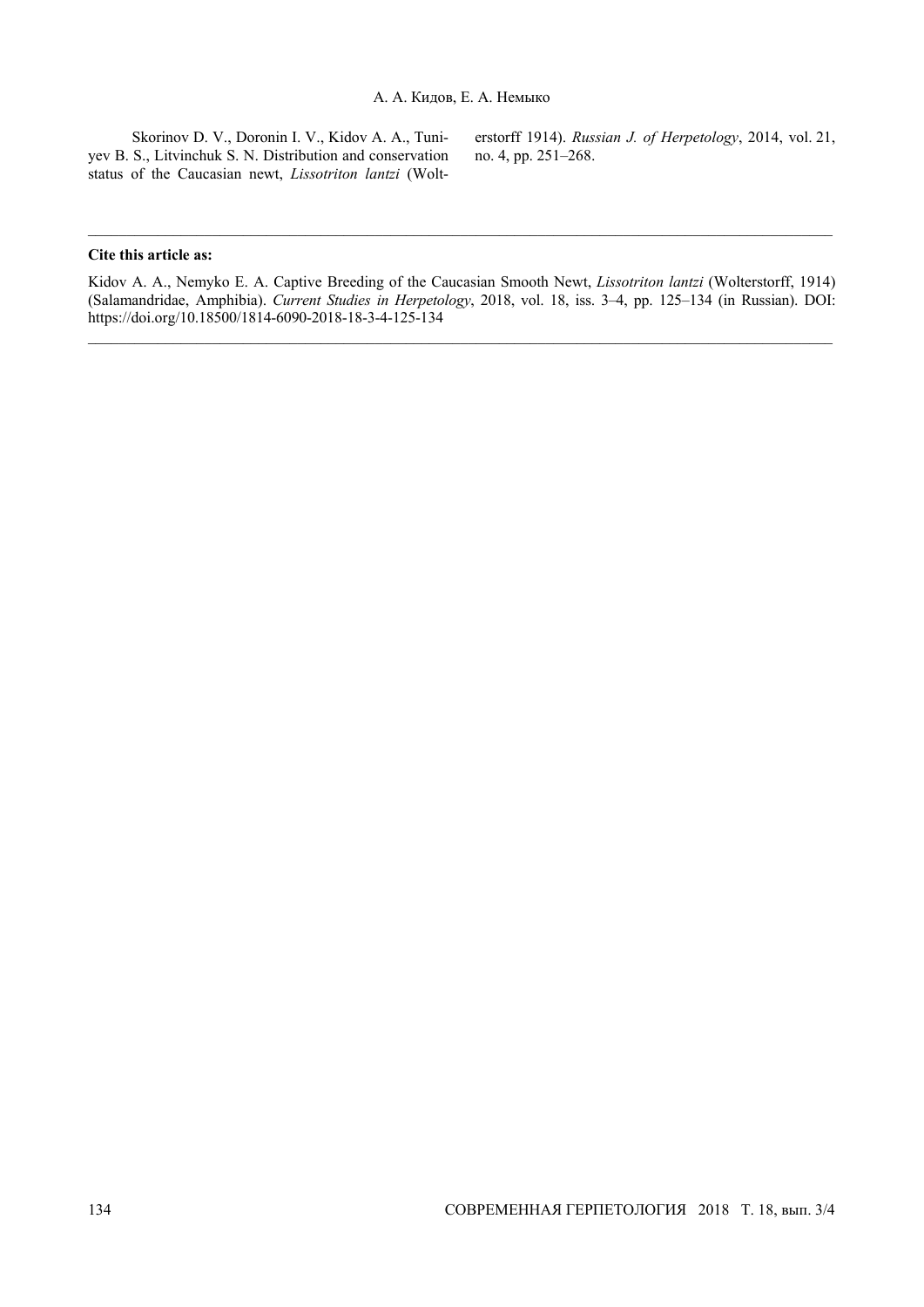Skorinov D. V., Doronin I. V., Kidov A. A., Tuniyev B. S., Litvinchuk S. N. Distribution and conservation status of the Caucasian newt, *Lissotriton lantzi* (Wolterstorff 1914). *Russian J. of Herpetology*, 2014, vol. 21, no. 4, pp. 251–268.

---

**Cite this article as:**

Kidov A. A., Nemyko E. A. Captive Breeding of the Caucasian Smooth Newt, *Lissotriton lantzi* (Wolterstorff, 1914) (Salamandridae, Amphibia). *Current Studies in Herpetology*, 2018, vol. 18, iss. 3–4, pp. 125–134 (in Russian). DOI: https://doi.org/10.18500/1814-6090-2018-18-3-4-125-134

---